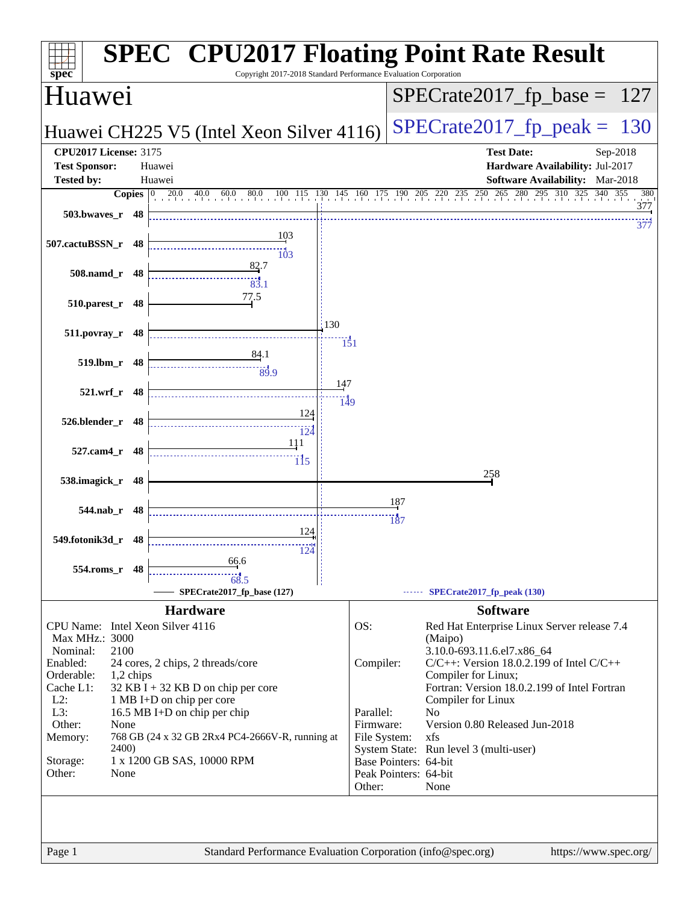# SPEC CPU2017 Floating Point Rate Result

Copyright 2017-2018 Standard Performance Evaluation Corporation

## Huawei

**Huawei CH225 V5 (Intel Xeon Silver 4116)**

SPECrate2017_fp_base = 127

SPECrate2017_fp_peak = 130

| | | | |
|---|---|---|---|
| **CPU2017 License:** | 3175 | **Test Date:** | Sep-2018 |
| **Test Sponsor:** | Huawei | **Hardware Availability:** | Jul-2017 |
| **Tested by:** | Huawei | **Software Availability:** | Mar-2018 |

| Benchmark | Copies | Base | Peak |
|---|---|---|---|
| 503.bwaves_r | 48 | 377 | 377 |
| 507.cactuBSSN_r | 48 | 103 | 103 |
| 508.namd_r | 48 | 82.7 | 83.1 |
| 510.parest_r | 48 | 77.5 | |
| 511.povray_r | 48 | 130 | 151 |
| 519.lbm_r | 48 | 84.1 | 89.9 |
| 521.wrf_r | 48 | 147 | 149 |
| 526.blender_r | 48 | 124 | 124 |
| 527.cam4_r | 48 | 111 | 115 |
| 538.imagick_r | 48 | 258 | |
| 544.nab_r | 48 | 187 | 187 |
| 549.fotonik3d_r | 48 | 124 | 124 |
| 554.roms_r | 48 | 66.6 | 68.5 |

SPECrate2017_fp_base (127) — SPECrate2017_fp_peak (130)

### Hardware

| | |
|---|---|
| CPU Name: | Intel Xeon Silver 4116 |
| Max MHz.: | 3000 |
| Nominal: | 2100 |
| Enabled: | 24 cores, 2 chips, 2 threads/core |
| Orderable: | 1,2 chips |
| Cache L1: | 32 KB I + 32 KB D on chip per core |
| L2: | 1 MB I+D on chip per core |
| L3: | 16.5 MB I+D on chip per chip |
| Other: | None |
| Memory: | 768 GB (24 x 32 GB 2Rx4 PC4-2666V-R, running at 2400) |
| Storage: | 1 x 1200 GB SAS, 10000 RPM |
| Other: | None |

### Software

| | |
|---|---|
| OS: | Red Hat Enterprise Linux Server release 7.4 (Maipo) 3.10.0-693.11.6.el7.x86_64 |
| Compiler: | C/C++: Version 18.0.2.199 of Intel C/C++ Compiler for Linux; Fortran: Version 18.0.2.199 of Intel Fortran Compiler for Linux |
| Parallel: | No |
| Firmware: | Version 0.80 Released Jun-2018 |
| File System: | xfs |
| System State: | Run level 3 (multi-user) |
| Base Pointers: | 64-bit |
| Peak Pointers: | 64-bit |
| Other: | None |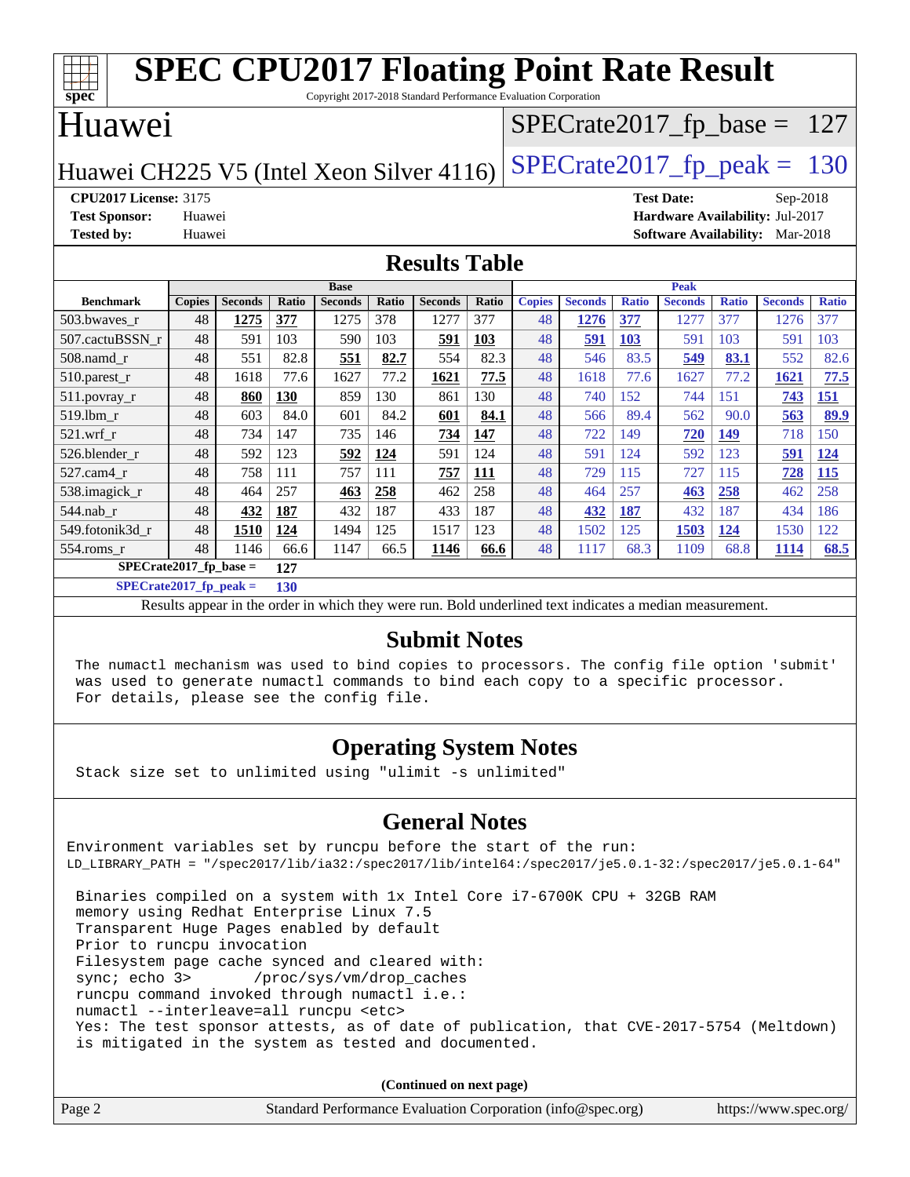# SPEC CPU2017 Floating Point Rate Result

Copyright 2017-2018 Standard Performance Evaluation Corporation

## Huawei

Huawei CH225 V5 (Intel Xeon Silver 4116)

SPECrate2017_fp_base = 127

SPECrate2017_fp_peak = 130

**CPU2017 License:** 3175
**Test Sponsor:** Huawei
**Tested by:** Huawei

**Test Date:** Sep-2018
**Hardware Availability:** Jul-2017
**Software Availability:** Mar-2018

## Results Table

| Benchmark | Base | | | | | | | Peak | | | | | | |
|---|---|---|---|---|---|---|---|---|---|---|---|---|---|---|
| | Copies | Seconds | Ratio | Seconds | Ratio | Seconds | Ratio | Copies | Seconds | Ratio | Seconds | Ratio | Seconds | Ratio |
| 503.bwaves_r | 48 | **1275** | **377** | 1275 | 378 | 1277 | 377 | 48 | **1276** | **377** | 1277 | 377 | 1276 | 377 |
| 507.cactuBSSN_r | 48 | 591 | 103 | 590 | 103 | **591** | **103** | 48 | **591** | **103** | 591 | 103 | 591 | 103 |
| 508.namd_r | 48 | 551 | 82.8 | **551** | **82.7** | 554 | 82.3 | 48 | 546 | 83.5 | **549** | **83.1** | 552 | 82.6 |
| 510.parest_r | 48 | 1618 | 77.6 | 1627 | 77.2 | **1621** | **77.5** | 48 | 1618 | 77.6 | 1627 | 77.2 | **1621** | **77.5** |
| 511.povray_r | 48 | **860** | **130** | 859 | 130 | 861 | 130 | 48 | 740 | 152 | 744 | 151 | **743** | **151** |
| 519.lbm_r | 48 | 603 | 84.0 | 601 | 84.2 | **601** | **84.1** | 48 | 566 | 89.4 | 562 | 90.0 | **563** | **89.9** |
| 521.wrf_r | 48 | 734 | 147 | 735 | 146 | **734** | **147** | 48 | 722 | 149 | **720** | **149** | 718 | 150 |
| 526.blender_r | 48 | 592 | 123 | **592** | **124** | 591 | 124 | 48 | 591 | 124 | 592 | 123 | **591** | **124** |
| 527.cam4_r | 48 | 758 | 111 | 757 | 111 | **757** | **111** | 48 | 729 | 115 | 727 | 115 | **728** | **115** |
| 538.imagick_r | 48 | 464 | 257 | **463** | **258** | 462 | 258 | 48 | 464 | 257 | **463** | **258** | 462 | 258 |
| 544.nab_r | 48 | **432** | **187** | 432 | 187 | 433 | 187 | 48 | **432** | **187** | 432 | 187 | 434 | 186 |
| 549.fotonik3d_r | 48 | **1510** | **124** | 1494 | 125 | 1517 | 123 | 48 | 1502 | 125 | **1503** | **124** | 1530 | 122 |
| 554.roms_r | 48 | 1146 | 66.6 | 1147 | 66.5 | **1146** | **66.6** | 48 | 1117 | 68.3 | 1109 | 68.8 | **1114** | **68.5** |

**SPECrate2017_fp_base = 127**

**SPECrate2017_fp_peak = 130**

Results appear in the order in which they were run. Bold underlined text indicates a median measurement.

## Submit Notes

```
The numactl mechanism was used to bind copies to processors. The config file option 'submit'
was used to generate numactl commands to bind each copy to a specific processor.
For details, please see the config file.
```

## Operating System Notes

```
Stack size set to unlimited using "ulimit -s unlimited"
```

## General Notes

```
Environment variables set by runcpu before the start of the run:
LD_LIBRARY_PATH = "/spec2017/lib/ia32:/spec2017/lib/intel64:/spec2017/je5.0.1-32:/spec2017/je5.0.1-64"

 Binaries compiled on a system with 1x Intel Core i7-6700K CPU + 32GB RAM
 memory using Redhat Enterprise Linux 7.5
 Transparent Huge Pages enabled by default
 Prior to runcpu invocation
 Filesystem page cache synced and cleared with:
 sync; echo 3>       /proc/sys/vm/drop_caches
 runcpu command invoked through numactl i.e.:
 numactl --interleave=all runcpu <etc>
 Yes: The test sponsor attests, as of date of publication, that CVE-2017-5754 (Meltdown)
 is mitigated in the system as tested and documented.
```

(Continued on next page)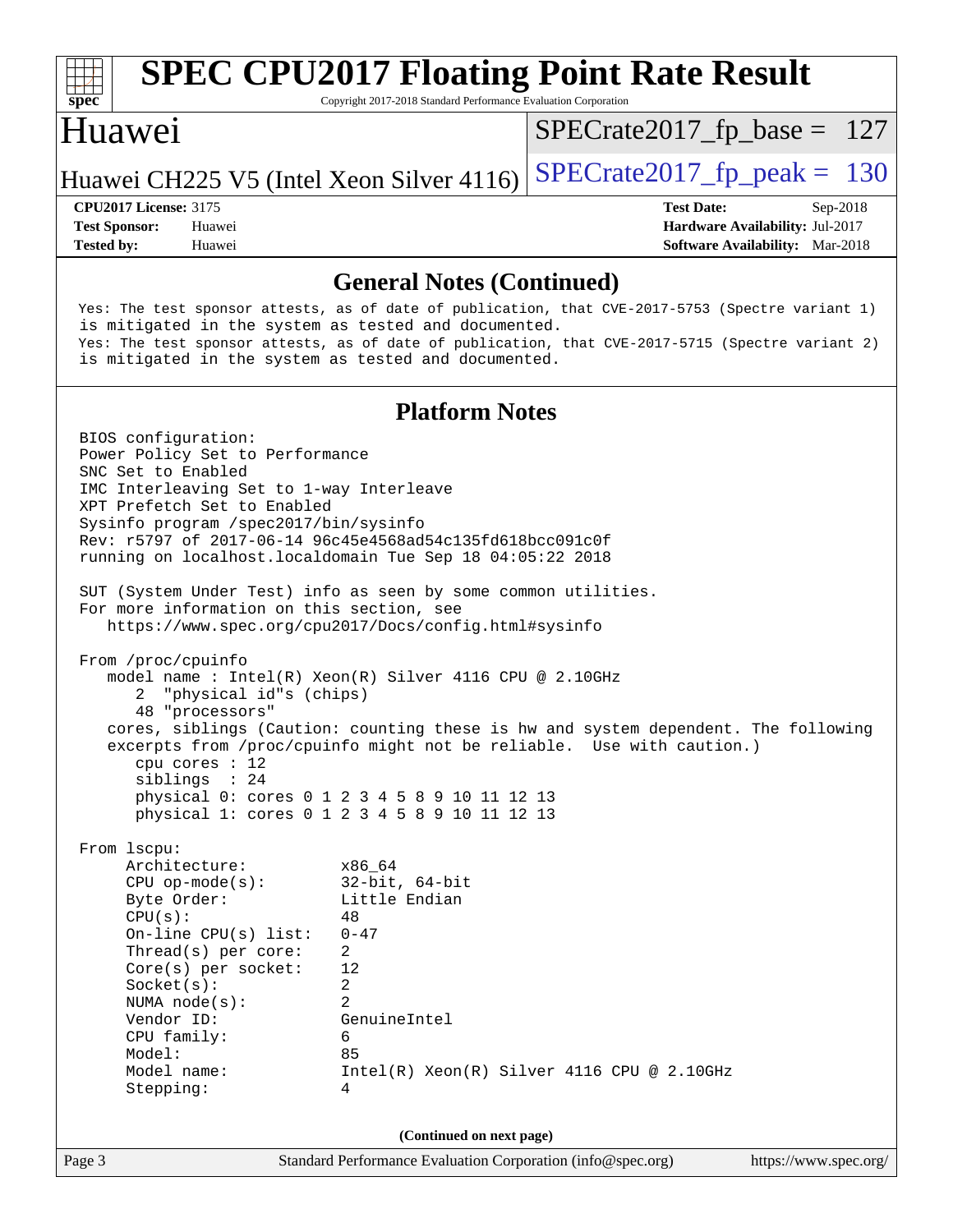## General Notes (Continued)

```
Yes: The test sponsor attests, as of date of publication, that CVE-2017-5753 (Spectre variant 1)
is mitigated in the system as tested and documented.
Yes: The test sponsor attests, as of date of publication, that CVE-2017-5715 (Spectre variant 2)
is mitigated in the system as tested and documented.
```

## Platform Notes

```
BIOS configuration:
Power Policy Set to Performance
SNC Set to Enabled
IMC Interleaving Set to 1-way Interleave
XPT Prefetch Set to Enabled
Sysinfo program /spec2017/bin/sysinfo
Rev: r5797 of 2017-06-14 96c45e4568ad54c135fd618bcc091c0f
running on localhost.localdomain Tue Sep 18 04:05:22 2018

SUT (System Under Test) info as seen by some common utilities.
For more information on this section, see
   https://www.spec.org/cpu2017/Docs/config.html#sysinfo

From /proc/cpuinfo
   model name : Intel(R) Xeon(R) Silver 4116 CPU @ 2.10GHz
      2  "physical id"s (chips)
      48 "processors"
   cores, siblings (Caution: counting these is hw and system dependent. The following
   excerpts from /proc/cpuinfo might not be reliable.  Use with caution.)
      cpu cores : 12
      siblings  : 24
      physical 0: cores 0 1 2 3 4 5 8 9 10 11 12 13
      physical 1: cores 0 1 2 3 4 5 8 9 10 11 12 13

From lscpu:
     Architecture:          x86_64
     CPU op-mode(s):        32-bit, 64-bit
     Byte Order:            Little Endian
     CPU(s):                48
     On-line CPU(s) list:   0-47
     Thread(s) per core:    2
     Core(s) per socket:    12
     Socket(s):             2
     NUMA node(s):          2
     Vendor ID:             GenuineIntel
     CPU family:            6
     Model:                 85
     Model name:            Intel(R) Xeon(R) Silver 4116 CPU @ 2.10GHz
     Stepping:              4
```

(Continued on next page)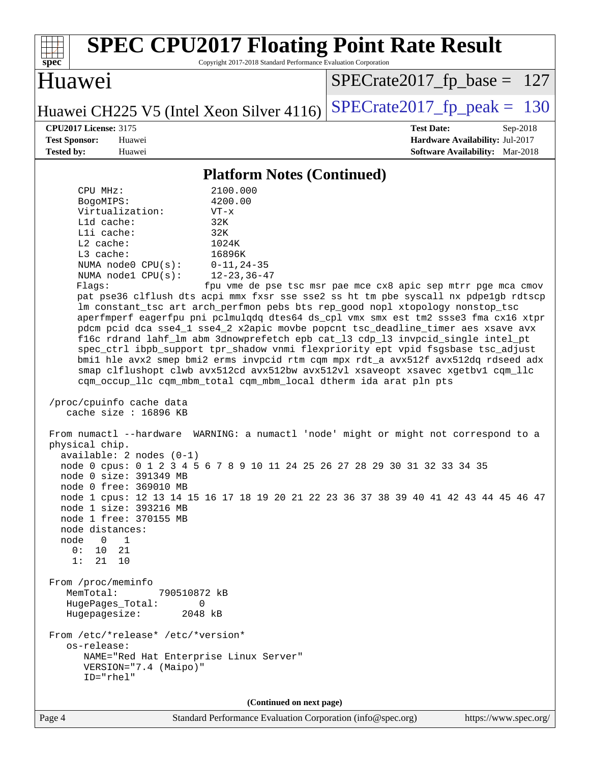## Platform Notes (Continued)

```
     CPU MHz:               2100.000
     BogoMIPS:              4200.00
     Virtualization:        VT-x
     L1d cache:             32K
     L1i cache:             32K
     L2 cache:              1024K
     L3 cache:              16896K
     NUMA node0 CPU(s):     0-11,24-35
     NUMA node1 CPU(s):     12-23,36-47
     Flags:                fpu vme de pse tsc msr pae mce cx8 apic sep mtrr pge mca cmov
     pat pse36 clflush dts acpi mmx fxsr sse sse2 ss ht tm pbe syscall nx pdpe1gb rdtscp
     lm constant_tsc art arch_perfmon pebs bts rep_good nopl xtopology nonstop_tsc
     aperfmperf eagerfpu pni pclmulqdq dtes64 ds_cpl vmx smx est tm2 ssse3 fma cx16 xtpr
     pdcm pcid dca sse4_1 sse4_2 x2apic movbe popcnt tsc_deadline_timer aes xsave avx
     f16c rdrand lahf_lm abm 3dnowprefetch epb cat_l3 cdp_l3 invpcid_single intel_pt
     spec_ctrl ibpb_support tpr_shadow vnmi flexpriority ept vpid fsgsbase tsc_adjust
     bmi1 hle avx2 smep bmi2 erms invpcid rtm cqm mpx rdt_a avx512f avx512dq rdseed adx
     smap clflushopt clwb avx512cd avx512bw avx512vl xsaveopt xsavec xgetbv1 cqm_llc
     cqm_occup_llc cqm_mbm_total cqm_mbm_local dtherm ida arat pln pts

 /proc/cpuinfo cache data
    cache size : 16896 KB

 From numactl --hardware  WARNING: a numactl 'node' might or might not correspond to a
 physical chip.
   available: 2 nodes (0-1)
   node 0 cpus: 0 1 2 3 4 5 6 7 8 9 10 11 24 25 26 27 28 29 30 31 32 33 34 35
   node 0 size: 391349 MB
   node 0 free: 369010 MB
   node 1 cpus: 12 13 14 15 16 17 18 19 20 21 22 23 36 37 38 39 40 41 42 43 44 45 46 47
   node 1 size: 393216 MB
   node 1 free: 370155 MB
   node distances:
   node   0   1
     0:  10  21
     1:  21  10

 From /proc/meminfo
    MemTotal:       790510872 kB
    HugePages_Total:       0
    Hugepagesize:       2048 kB

 From /etc/*release* /etc/*version*
    os-release:
       NAME="Red Hat Enterprise Linux Server"
       VERSION="7.4 (Maipo)"
       ID="rhel"
```

**(Continued on next page)**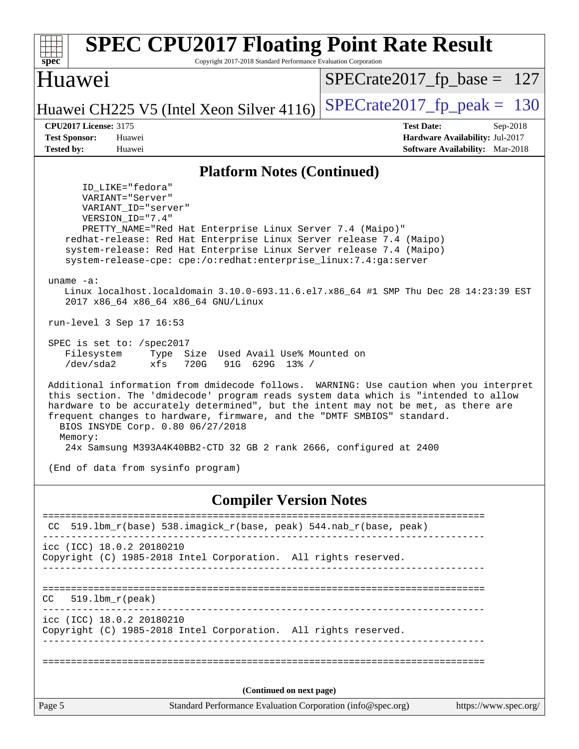# SPEC CPU2017 Floating Point Rate Result

Copyright 2017-2018 Standard Performance Evaluation Corporation

## Huawei

Huawei CH225 V5 (Intel Xeon Silver 4116)

SPECrate2017_fp_base = 127

SPECrate2017_fp_peak = 130

**CPU2017 License:** 3175
**Test Sponsor:** Huawei
**Tested by:** Huawei

**Test Date:** Sep-2018
**Hardware Availability:** Jul-2017
**Software Availability:** Mar-2018

## Platform Notes (Continued)

```
      ID_LIKE="fedora"
      VARIANT="Server"
      VARIANT_ID="server"
      VERSION_ID="7.4"
      PRETTY_NAME="Red Hat Enterprise Linux Server 7.4 (Maipo)"
   redhat-release: Red Hat Enterprise Linux Server release 7.4 (Maipo)
   system-release: Red Hat Enterprise Linux Server release 7.4 (Maipo)
   system-release-cpe: cpe:/o:redhat:enterprise_linux:7.4:ga:server

uname -a:
   Linux localhost.localdomain 3.10.0-693.11.6.el7.x86_64 #1 SMP Thu Dec 28 14:23:39 EST
   2017 x86_64 x86_64 x86_64 GNU/Linux

run-level 3 Sep 17 16:53

SPEC is set to: /spec2017
   Filesystem     Type  Size  Used Avail Use% Mounted on
   /dev/sda2      xfs   720G   91G  629G  13% /

Additional information from dmidecode follows.  WARNING: Use caution when you interpret
this section. The 'dmidecode' program reads system data which is "intended to allow
hardware to be accurately determined", but the intent may not be met, as there are
frequent changes to hardware, firmware, and the "DMTF SMBIOS" standard.
  BIOS INSYDE Corp. 0.80 06/27/2018
  Memory:
   24x Samsung M393A4K40BB2-CTD 32 GB 2 rank 2666, configured at 2400

(End of data from sysinfo program)
```

## Compiler Version Notes

```
==============================================================================
 CC  519.lbm_r(base) 538.imagick_r(base, peak) 544.nab_r(base, peak)
------------------------------------------------------------------------------
icc (ICC) 18.0.2 20180210
Copyright (C) 1985-2018 Intel Corporation.  All rights reserved.
------------------------------------------------------------------------------

==============================================================================
CC   519.lbm_r(peak)
------------------------------------------------------------------------------
icc (ICC) 18.0.2 20180210
Copyright (C) 1985-2018 Intel Corporation.  All rights reserved.
------------------------------------------------------------------------------

==============================================================================
```

(Continued on next page)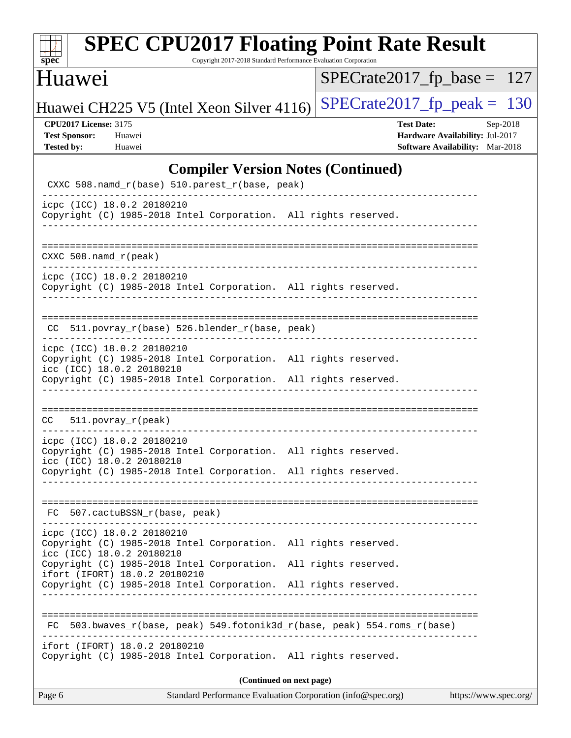## Compiler Version Notes (Continued)

```
 CXXC 508.namd_r(base) 510.parest_r(base, peak)
------------------------------------------------------------------------------
icpc (ICC) 18.0.2 20180210
Copyright (C) 1985-2018 Intel Corporation.  All rights reserved.
------------------------------------------------------------------------------

==============================================================================
CXXC 508.namd_r(peak)
------------------------------------------------------------------------------
icpc (ICC) 18.0.2 20180210
Copyright (C) 1985-2018 Intel Corporation.  All rights reserved.
------------------------------------------------------------------------------

==============================================================================
 CC  511.povray_r(base) 526.blender_r(base, peak)
------------------------------------------------------------------------------
icpc (ICC) 18.0.2 20180210
Copyright (C) 1985-2018 Intel Corporation.  All rights reserved.
icc (ICC) 18.0.2 20180210
Copyright (C) 1985-2018 Intel Corporation.  All rights reserved.
------------------------------------------------------------------------------

==============================================================================
CC   511.povray_r(peak)
------------------------------------------------------------------------------
icpc (ICC) 18.0.2 20180210
Copyright (C) 1985-2018 Intel Corporation.  All rights reserved.
icc (ICC) 18.0.2 20180210
Copyright (C) 1985-2018 Intel Corporation.  All rights reserved.
------------------------------------------------------------------------------

==============================================================================
 FC  507.cactuBSSN_r(base, peak)
------------------------------------------------------------------------------
icpc (ICC) 18.0.2 20180210
Copyright (C) 1985-2018 Intel Corporation.  All rights reserved.
icc (ICC) 18.0.2 20180210
Copyright (C) 1985-2018 Intel Corporation.  All rights reserved.
ifort (IFORT) 18.0.2 20180210
Copyright (C) 1985-2018 Intel Corporation.  All rights reserved.
------------------------------------------------------------------------------

==============================================================================
 FC  503.bwaves_r(base, peak) 549.fotonik3d_r(base, peak) 554.roms_r(base)
------------------------------------------------------------------------------
ifort (IFORT) 18.0.2 20180210
Copyright (C) 1985-2018 Intel Corporation.  All rights reserved.
```

**(Continued on next page)**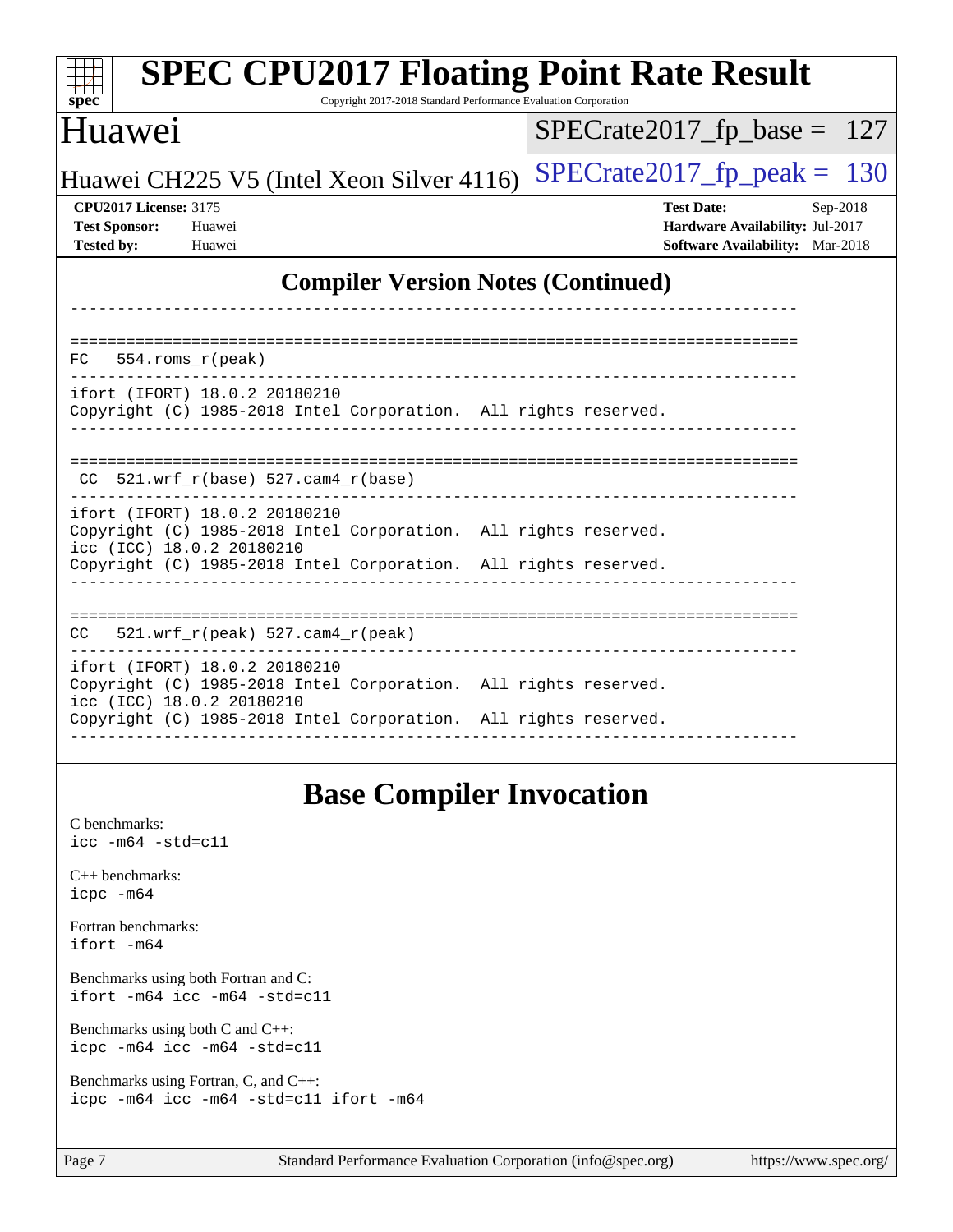## Compiler Version Notes (Continued)

```
------------------------------------------------------------------------------

==============================================================================
FC   554.roms_r(peak)
------------------------------------------------------------------------------
ifort (IFORT) 18.0.2 20180210
Copyright (C) 1985-2018 Intel Corporation.  All rights reserved.
------------------------------------------------------------------------------

==============================================================================
 CC  521.wrf_r(base) 527.cam4_r(base)
------------------------------------------------------------------------------
ifort (IFORT) 18.0.2 20180210
Copyright (C) 1985-2018 Intel Corporation.  All rights reserved.
icc (ICC) 18.0.2 20180210
Copyright (C) 1985-2018 Intel Corporation.  All rights reserved.
------------------------------------------------------------------------------

==============================================================================
CC   521.wrf_r(peak) 527.cam4_r(peak)
------------------------------------------------------------------------------
ifort (IFORT) 18.0.2 20180210
Copyright (C) 1985-2018 Intel Corporation.  All rights reserved.
icc (ICC) 18.0.2 20180210
Copyright (C) 1985-2018 Intel Corporation.  All rights reserved.
------------------------------------------------------------------------------
```

## Base Compiler Invocation

C benchmarks:
`icc -m64 -std=c11`

C++ benchmarks:
`icpc -m64`

Fortran benchmarks:
`ifort -m64`

Benchmarks using both Fortran and C:
`ifort -m64 icc -m64 -std=c11`

Benchmarks using both C and C++:
`icpc -m64 icc -m64 -std=c11`

Benchmarks using Fortran, C, and C++:
`icpc -m64 icc -m64 -std=c11 ifort -m64`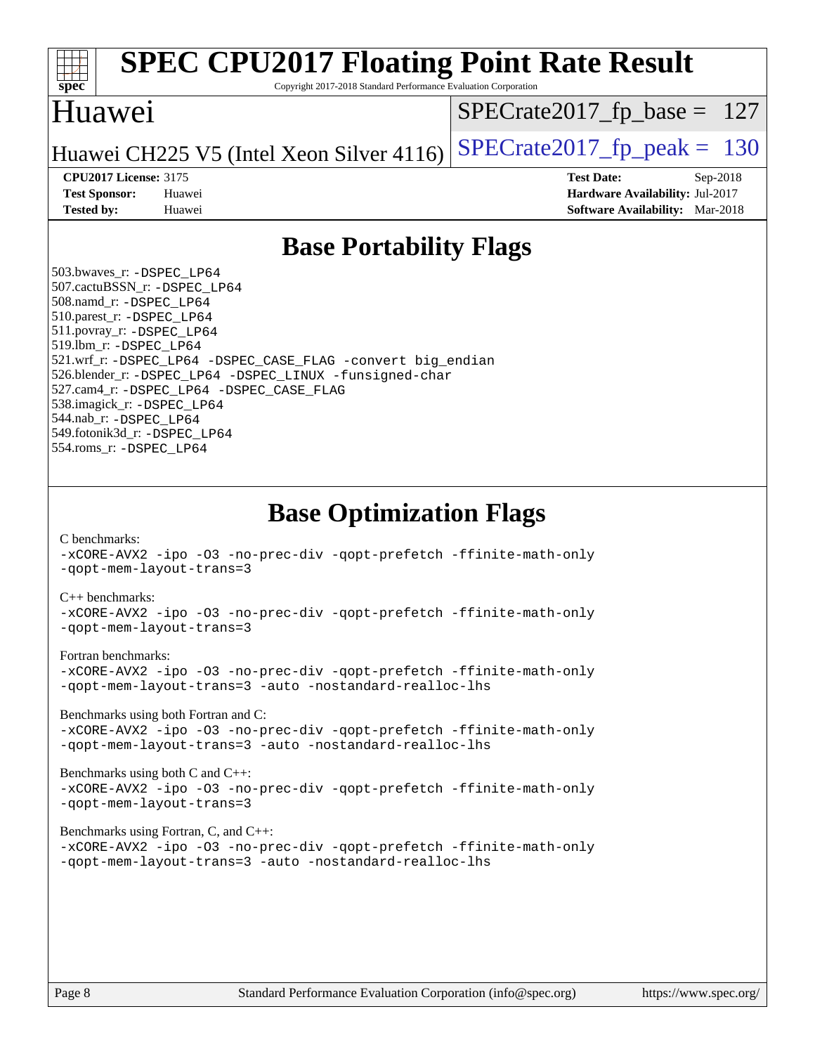# SPEC CPU2017 Floating Point Rate Result

Copyright 2017-2018 Standard Performance Evaluation Corporation

## Huawei

Huawei CH225 V5 (Intel Xeon Silver 4116)

SPECrate2017_fp_base = 127

SPECrate2017_fp_peak = 130

**CPU2017 License:** 3175
**Test Sponsor:** Huawei
**Tested by:** Huawei

**Test Date:** Sep-2018
**Hardware Availability:** Jul-2017
**Software Availability:** Mar-2018

## Base Portability Flags

503.bwaves_r: -DSPEC_LP64
507.cactuBSSN_r: -DSPEC_LP64
508.namd_r: -DSPEC_LP64
510.parest_r: -DSPEC_LP64
511.povray_r: -DSPEC_LP64
519.lbm_r: -DSPEC_LP64
521.wrf_r: -DSPEC_LP64 -DSPEC_CASE_FLAG -convert big_endian
526.blender_r: -DSPEC_LP64 -DSPEC_LINUX -funsigned-char
527.cam4_r: -DSPEC_LP64 -DSPEC_CASE_FLAG
538.imagick_r: -DSPEC_LP64
544.nab_r: -DSPEC_LP64
549.fotonik3d_r: -DSPEC_LP64
554.roms_r: -DSPEC_LP64

## Base Optimization Flags

C benchmarks:
-xCORE-AVX2 -ipo -O3 -no-prec-div -qopt-prefetch -ffinite-math-only
-qopt-mem-layout-trans=3

C++ benchmarks:
-xCORE-AVX2 -ipo -O3 -no-prec-div -qopt-prefetch -ffinite-math-only
-qopt-mem-layout-trans=3

Fortran benchmarks:
-xCORE-AVX2 -ipo -O3 -no-prec-div -qopt-prefetch -ffinite-math-only
-qopt-mem-layout-trans=3 -auto -nostandard-realloc-lhs

Benchmarks using both Fortran and C:
-xCORE-AVX2 -ipo -O3 -no-prec-div -qopt-prefetch -ffinite-math-only
-qopt-mem-layout-trans=3 -auto -nostandard-realloc-lhs

Benchmarks using both C and C++:
-xCORE-AVX2 -ipo -O3 -no-prec-div -qopt-prefetch -ffinite-math-only
-qopt-mem-layout-trans=3

Benchmarks using Fortran, C, and C++:
-xCORE-AVX2 -ipo -O3 -no-prec-div -qopt-prefetch -ffinite-math-only
-qopt-mem-layout-trans=3 -auto -nostandard-realloc-lhs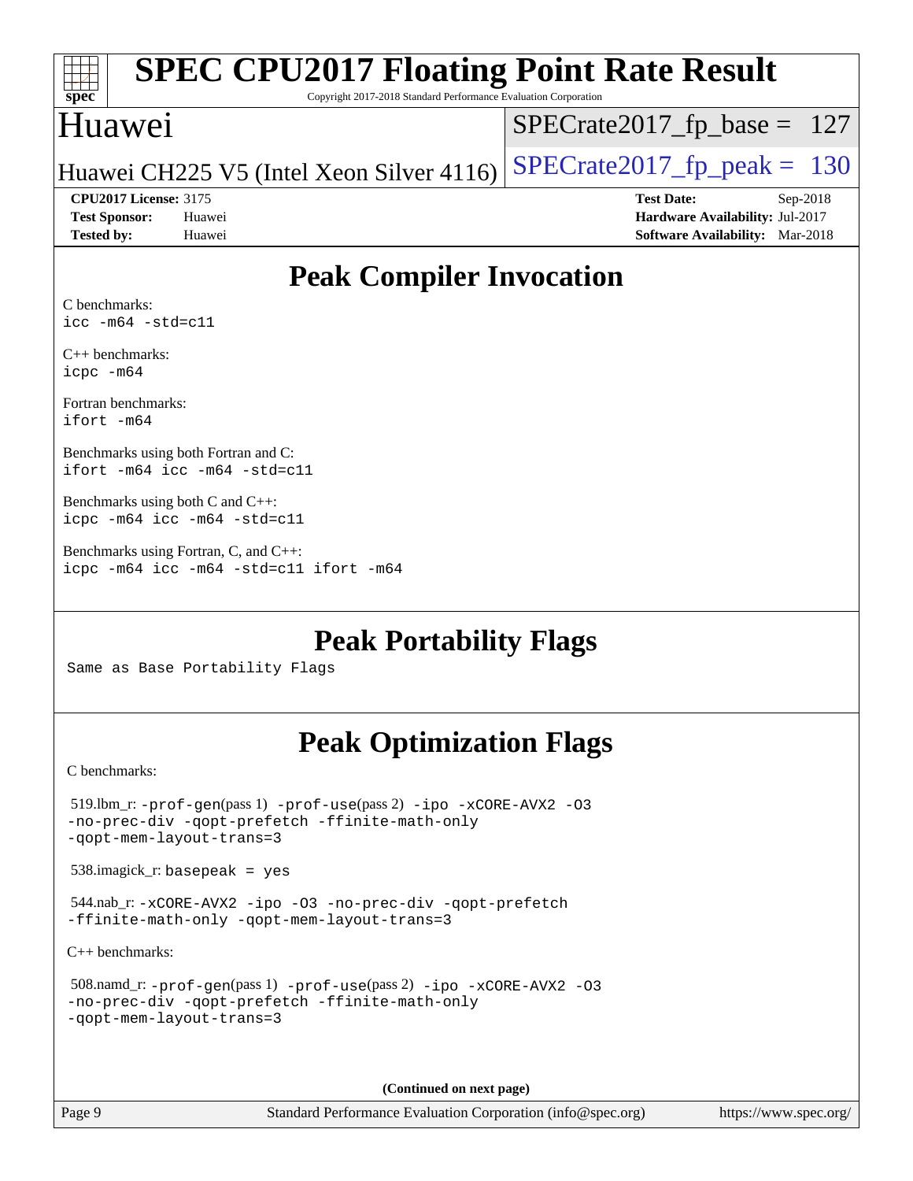# Peak Compiler Invocation

C benchmarks:
```
icc -m64 -std=c11
```

C++ benchmarks:
```
icpc -m64
```

Fortran benchmarks:
```
ifort -m64
```

Benchmarks using both Fortran and C:
```
ifort -m64 icc -m64 -std=c11
```

Benchmarks using both C and C++:
```
icpc -m64 icc -m64 -std=c11
```

Benchmarks using Fortran, C, and C++:
```
icpc -m64 icc -m64 -std=c11 ifort -m64
```

# Peak Portability Flags

Same as Base Portability Flags

# Peak Optimization Flags

C benchmarks:

519.lbm_r: -prof-gen(pass 1) -prof-use(pass 2) -ipo -xCORE-AVX2 -O3 -no-prec-div -qopt-prefetch -ffinite-math-only -qopt-mem-layout-trans=3

538.imagick_r: basepeak = yes

544.nab_r: -xCORE-AVX2 -ipo -O3 -no-prec-div -qopt-prefetch -ffinite-math-only -qopt-mem-layout-trans=3

C++ benchmarks:

508.namd_r: -prof-gen(pass 1) -prof-use(pass 2) -ipo -xCORE-AVX2 -O3 -no-prec-div -qopt-prefetch -ffinite-math-only -qopt-mem-layout-trans=3

(Continued on next page)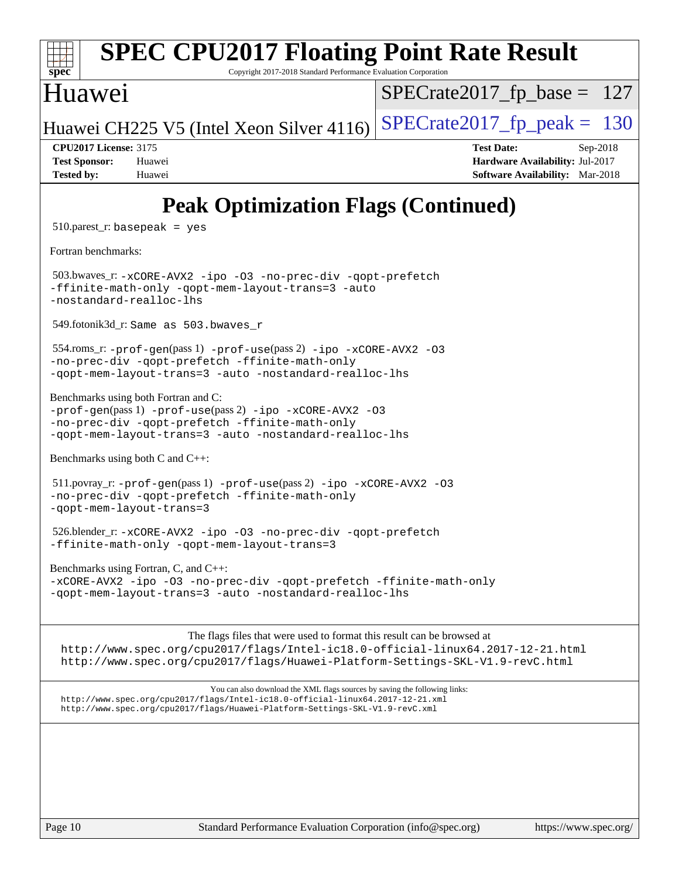# SPEC CPU2017 Floating Point Rate Result

Copyright 2017-2018 Standard Performance Evaluation Corporation

## Huawei

Huawei CH225 V5 (Intel Xeon Silver 4116)

SPECrate2017_fp_base = 127

SPECrate2017_fp_peak = 130

**CPU2017 License:** 3175
**Test Sponsor:** Huawei
**Tested by:** Huawei

**Test Date:** Sep-2018
**Hardware Availability:** Jul-2017
**Software Availability:** Mar-2018

## Peak Optimization Flags (Continued)

510.parest_r: `basepeak = yes`

Fortran benchmarks:

503.bwaves_r: `-xCORE-AVX2 -ipo -O3 -no-prec-div -qopt-prefetch -ffinite-math-only -qopt-mem-layout-trans=3 -auto -nostandard-realloc-lhs`

549.fotonik3d_r: `Same as 503.bwaves_r`

554.roms_r: `-prof-gen`(pass 1) `-prof-use`(pass 2) `-ipo -xCORE-AVX2 -O3 -no-prec-div -qopt-prefetch -ffinite-math-only -qopt-mem-layout-trans=3 -auto -nostandard-realloc-lhs`

Benchmarks using both Fortran and C:
`-prof-gen`(pass 1) `-prof-use`(pass 2) `-ipo -xCORE-AVX2 -O3 -no-prec-div -qopt-prefetch -ffinite-math-only -qopt-mem-layout-trans=3 -auto -nostandard-realloc-lhs`

Benchmarks using both C and C++:

511.povray_r: `-prof-gen`(pass 1) `-prof-use`(pass 2) `-ipo -xCORE-AVX2 -O3 -no-prec-div -qopt-prefetch -ffinite-math-only -qopt-mem-layout-trans=3`

526.blender_r: `-xCORE-AVX2 -ipo -O3 -no-prec-div -qopt-prefetch -ffinite-math-only -qopt-mem-layout-trans=3`

Benchmarks using Fortran, C, and C++:
`-xCORE-AVX2 -ipo -O3 -no-prec-div -qopt-prefetch -ffinite-math-only -qopt-mem-layout-trans=3 -auto -nostandard-realloc-lhs`

The flags files that were used to format this result can be browsed at
http://www.spec.org/cpu2017/flags/Intel-ic18.0-official-linux64.2017-12-21.html
http://www.spec.org/cpu2017/flags/Huawei-Platform-Settings-SKL-V1.9-revC.html

You can also download the XML flags sources by saving the following links:
http://www.spec.org/cpu2017/flags/Intel-ic18.0-official-linux64.2017-12-21.xml
http://www.spec.org/cpu2017/flags/Huawei-Platform-Settings-SKL-V1.9-revC.xml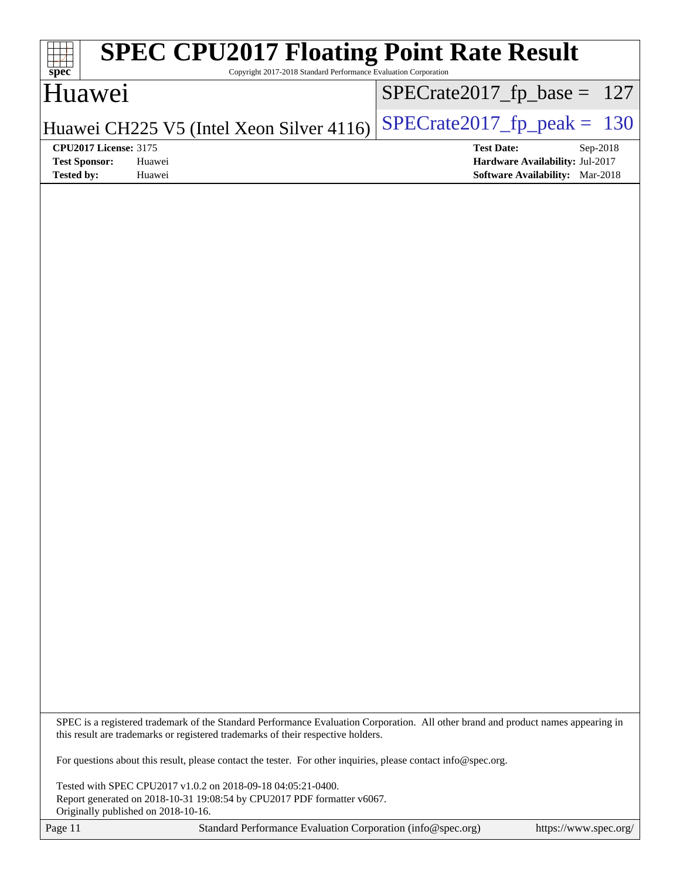SPEC is a registered trademark of the Standard Performance Evaluation Corporation. All other brand and product names appearing in this result are trademarks or registered trademarks of their respective holders.

For questions about this result, please contact the tester. For other inquiries, please contact info@spec.org.

Tested with SPEC CPU2017 v1.0.2 on 2018-09-18 04:05:21-0400.
Report generated on 2018-10-31 19:08:54 by CPU2017 PDF formatter v6067.
Originally published on 2018-10-16.